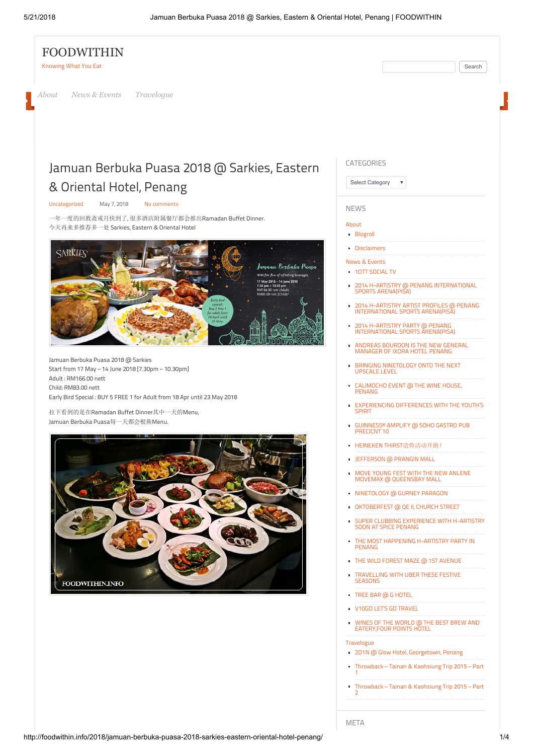# FOODWITHIN

Knowing What You Eat

About | News & Events | Travelogue

# Jamuan Berbuka Puasa 2018 @ Sarkies, Eastern & Oriental Hotel, Penang

Uncategorized | May 7, 2018 | No comments

一年一度的回教斋戒月快到了，很多酒店附属餐厅都会推出Ramadan Buffet Dinner.
今天再来多推荐多一处 Sarkies, Eastern & Oriental Hotel

Jamuan Berbuka Puasa 2018 @ Sarkies
Start from 17 May – 14 June 2018 [7.30pm – 10.30pm]
Adult : RM166.00 nett
Child: RM83.00 nett
Early Bird Special : BUY 5 FREE 1 for Adult from 18 Apr until 23 May 2018

拉下看到的是在Ramadan Buffet Dinner其中一天的Menu,
Jamuan Berbuka Puasa每一天都会根换Menu.

## CATEGORIES

Select Category

## NEWS

About

- Blogroll
- Disclaimers

News & Events

- 1OTT SOCIAL TV
- 2014 H-ARTISTRY @ PENANG INTERNATIONAL SPORTS ARENA(PISA)
- 2014 H-ARTISTRY ARTIST PROFILES @ PENANG INTERNATIONAL SPORTS ARENA(PISA)
- 2014 H-ARTISTRY PARTY @ PENANG INTERNATIONAL SPORTS ARENA(PISA)
- ANDREAS BOURDON IS THE NEW GENERAL MANAGER OF IXORA HOTEL PENANG
- BRINGING NINETOLOGY ONTO THE NEXT UPSCALE LEVEL
- CALIMOCHO EVENT @ THE WINE HOUSE, PENANG
- EXPERIENCING DIFFERENCES WITH THE YOUTH'S SPIRIT
- GUINNESS® AMPLIFY @ SOHO GASTRO PUB PRECINCT 10
- HEINEKEN THIRST造势活动开跑！
- JEFFERSON @ PRANGIN MALL
- MOVE YOUNG FEST WITH THE NEW ANLENE MOVEMAX @ QUEENSBAY MALL
- NINETOLOGY @ GURNEY PARAGON
- OKTOBERFEST @ QE II, CHURCH STREET
- SUPER CLUBBING EXPERIENCE WITH H-ARTISTRY SOON AT SPICE PENANG
- THE MOST HAPPENING H-ARTISTRY PARTY IN PENANG
- THE WILD FOREST MAZE @ 1ST AVENUE
- TRAVELLING WITH UBER THESE FESTIVE SEASONS
- TREE BAR @ G HOTEL
- V1OGO LET'S GO TRAVEL
- WINES OF THE WORLD @ THE BEST BREW AND EATERY,FOUR POINTS HOTEL

Travelogue

- 2D1N @ Glow Hotel, Georgetown, Penang
- Throwback – Tainan & Kaohsiung Trip 2015 – Part 1
- Throwback – Tainan & Kaohsiung Trip 2015 – Part 2

## META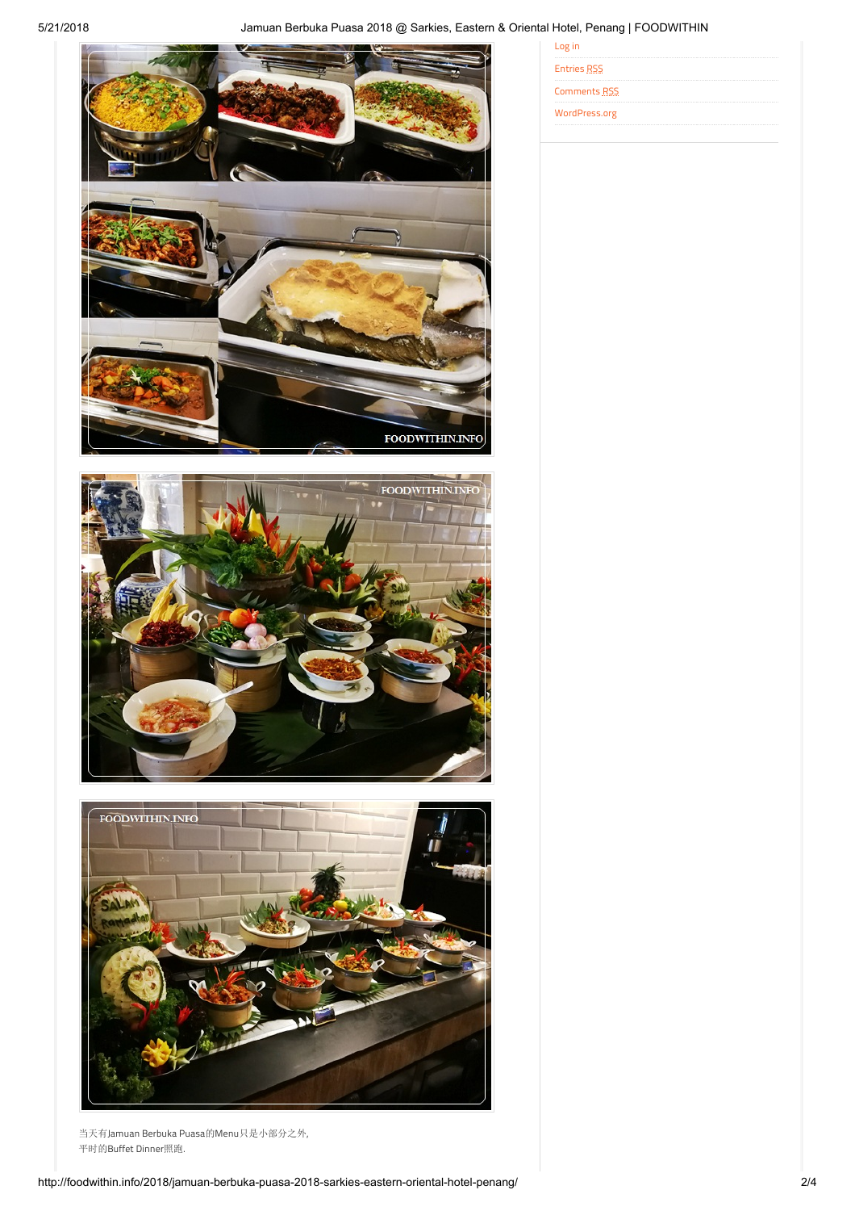Log in

Entries RSS

Comments RSS

WordPress.org

当天有Jamuan Berbuka Puasa的Menu只是小部分之外,
平时的Buffet Dinner照跑.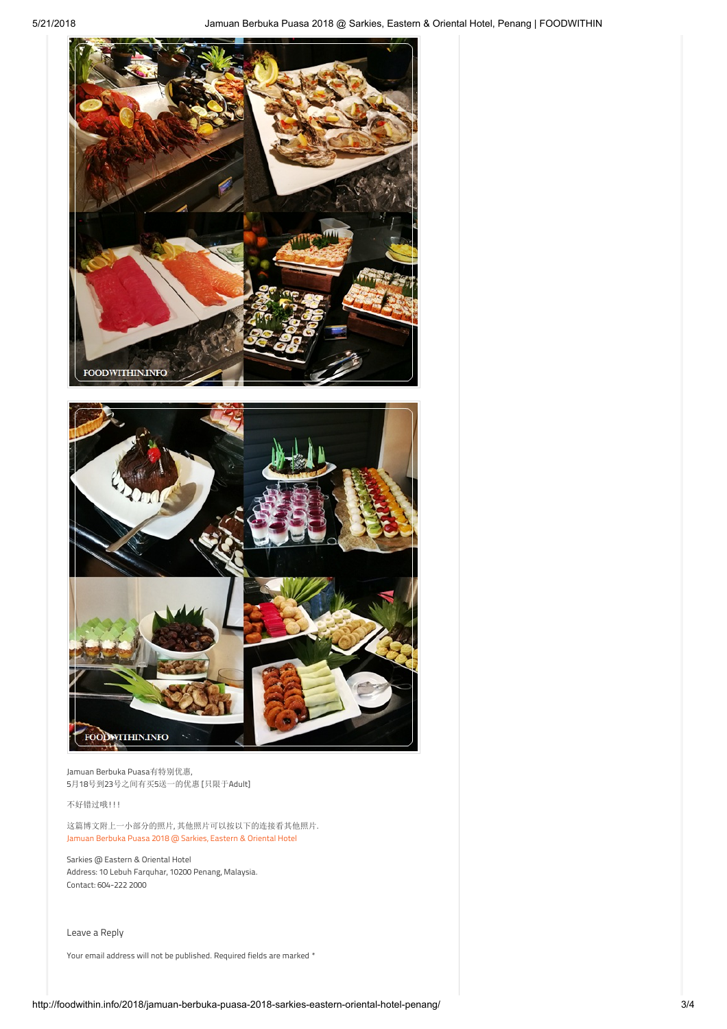Jamuan Berbuka Puasa有特别优惠,
5月18号到23号之间有买5送一的优惠 [只限于Adult]

不好错过哦!!!

这篇博文附上一小部分的照片, 其他照片可以按以下的连接看其他照片.
Jamuan Berbuka Puasa 2018 @ Sarkies, Eastern & Oriental Hotel

Sarkies @ Eastern & Oriental Hotel
Address: 10 Lebuh Farquhar, 10200 Penang, Malaysia.
Contact: 604-222 2000

Leave a Reply

Your email address will not be published. Required fields are marked *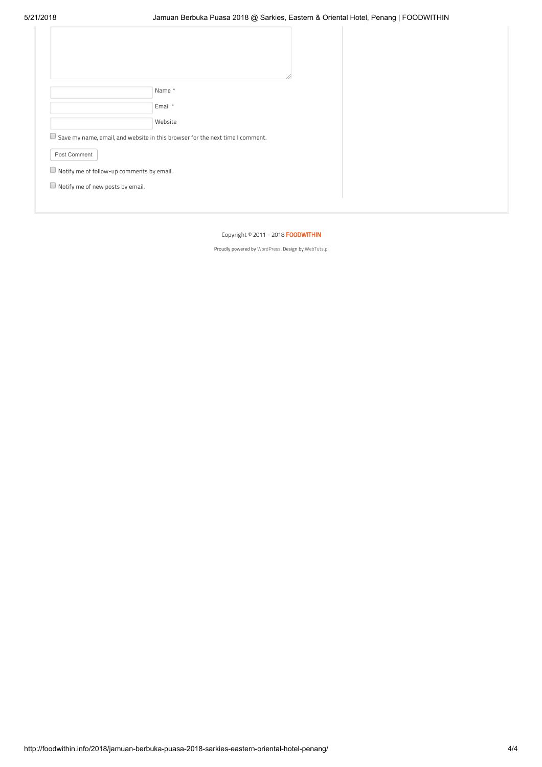Name *

Email *

Website

Save my name, email, and website in this browser for the next time I comment.

Post Comment

Notify me of follow-up comments by email.

Notify me of new posts by email.

Copyright © 2011 - 2018 **FOODWITHIN**

Proudly powered by WordPress. Design by WebTuts.pl